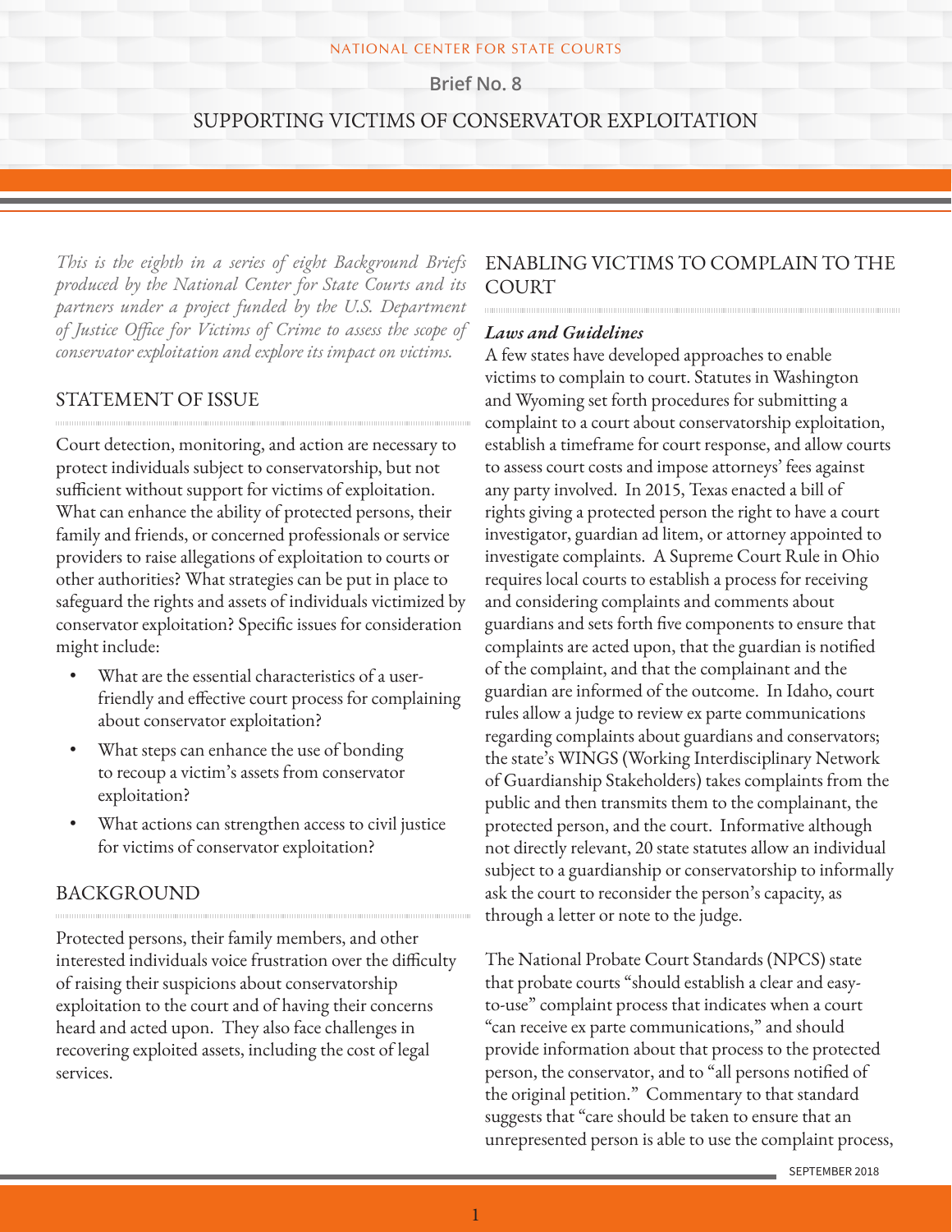NATIONAL CENTER FOR STATE COURTS

Brief No. 8

# SUPPORTING VICTIMS OF CONSERVATOR EXPLOITATION

*This is the eighth in a series of eight Background Briefs produced by the National Center for State Courts and its partners under a project funded by the U.S. Department of Justice Office for Victims of Crime to assess the scope of conservator exploitation and explore its impact on victims.*

## STATEMENT OF ISSUE

Court detection, monitoring, and action are necessary to protect individuals subject to conservatorship, but not sufficient without support for victims of exploitation. What can enhance the ability of protected persons, their family and friends, or concerned professionals or service providers to raise allegations of exploitation to courts or other authorities? What strategies can be put in place to safeguard the rights and assets of individuals victimized by conservator exploitation? Specific issues for consideration might include:

- What are the essential characteristics of a user-friendly and effective court process for complaining about conservator exploitation?
- What steps can enhance the use of bonding to recoup a victim's assets from conservator exploitation?
- What actions can strengthen access to civil justice for victims of conservator exploitation?

## BACKGROUND

Protected persons, their family members, and other interested individuals voice frustration over the difficulty of raising their suspicions about conservatorship exploitation to the court and of having their concerns heard and acted upon. They also face challenges in recovering exploited assets, including the cost of legal services.

## ENABLING VICTIMS TO COMPLAIN TO THE COURT

### *Laws and Guidelines*

A few states have developed approaches to enable victims to complain to court. Statutes in Washington and Wyoming set forth procedures for submitting a complaint to a court about conservatorship exploitation, establish a timeframe for court response, and allow courts to assess court costs and impose attorneys' fees against any party involved. In 2015, Texas enacted a bill of rights giving a protected person the right to have a court investigator, guardian ad litem, or attorney appointed to investigate complaints. A Supreme Court Rule in Ohio requires local courts to establish a process for receiving and considering complaints and comments about guardians and sets forth five components to ensure that complaints are acted upon, that the guardian is notified of the complaint, and that the complainant and the guardian are informed of the outcome. In Idaho, court rules allow a judge to review ex parte communications regarding complaints about guardians and conservators; the state's WINGS (Working Interdisciplinary Network of Guardianship Stakeholders) takes complaints from the public and then transmits them to the complainant, the protected person, and the court. Informative although not directly relevant, 20 state statutes allow an individual subject to a guardianship or conservatorship to informally ask the court to reconsider the person's capacity, as through a letter or note to the judge.

The National Probate Court Standards (NPCS) state that probate courts "should establish a clear and easy-to-use" complaint process that indicates when a court "can receive ex parte communications," and should provide information about that process to the protected person, the conservator, and to "all persons notified of the original petition." Commentary to that standard suggests that "care should be taken to ensure that an unrepresented person is able to use the complaint process,

SEPTEMBER 2018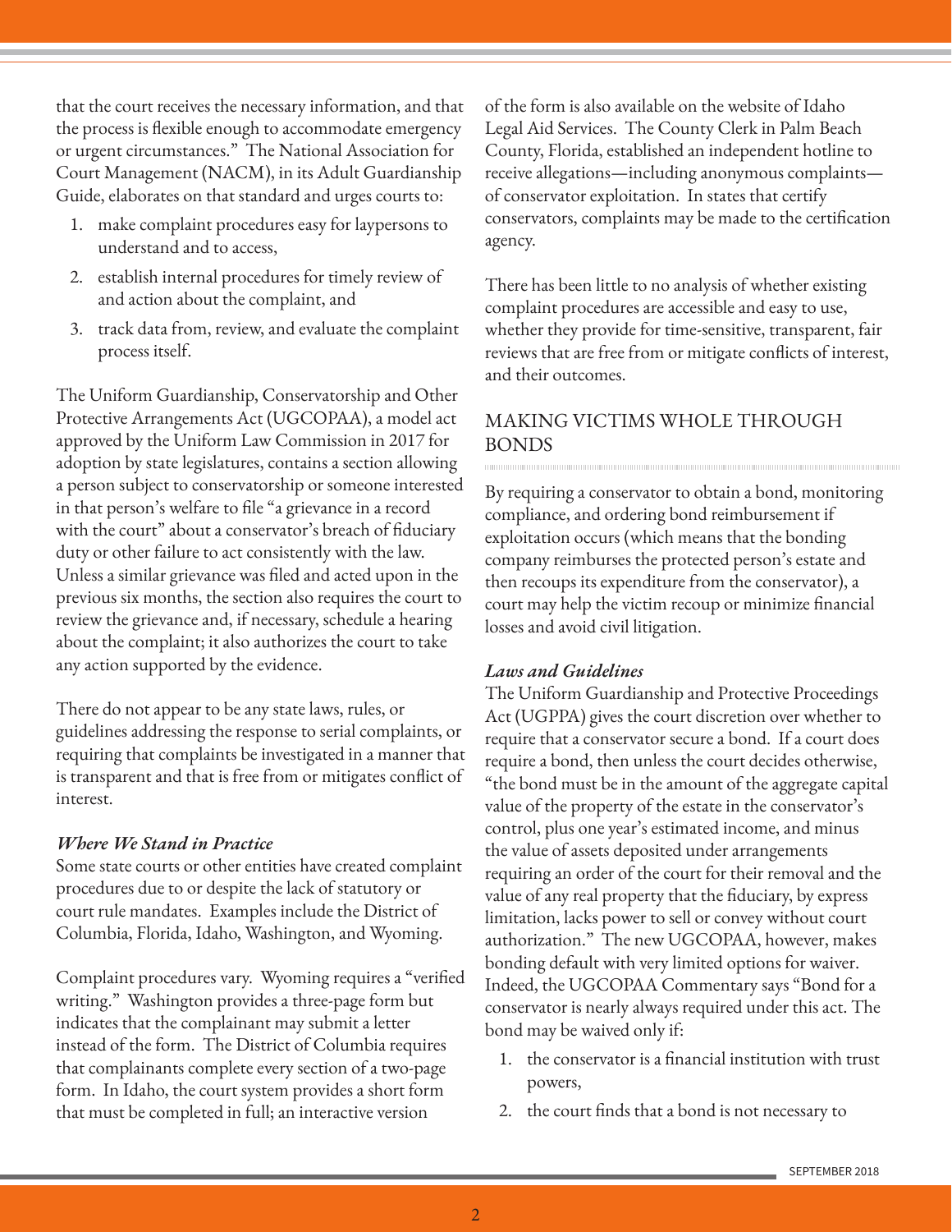that the court receives the necessary information, and that the process is flexible enough to accommodate emergency or urgent circumstances." The National Association for Court Management (NACM), in its Adult Guardianship Guide, elaborates on that standard and urges courts to:

1. make complaint procedures easy for laypersons to understand and to access,
2. establish internal procedures for timely review of and action about the complaint, and
3. track data from, review, and evaluate the complaint process itself.

The Uniform Guardianship, Conservatorship and Other Protective Arrangements Act (UGCOPAA), a model act approved by the Uniform Law Commission in 2017 for adoption by state legislatures, contains a section allowing a person subject to conservatorship or someone interested in that person's welfare to file "a grievance in a record with the court" about a conservator's breach of fiduciary duty or other failure to act consistently with the law. Unless a similar grievance was filed and acted upon in the previous six months, the section also requires the court to review the grievance and, if necessary, schedule a hearing about the complaint; it also authorizes the court to take any action supported by the evidence.

There do not appear to be any state laws, rules, or guidelines addressing the response to serial complaints, or requiring that complaints be investigated in a manner that is transparent and that is free from or mitigates conflict of interest.

### *Where We Stand in Practice*

Some state courts or other entities have created complaint procedures due to or despite the lack of statutory or court rule mandates. Examples include the District of Columbia, Florida, Idaho, Washington, and Wyoming.

Complaint procedures vary. Wyoming requires a "verified writing." Washington provides a three-page form but indicates that the complainant may submit a letter instead of the form. The District of Columbia requires that complainants complete every section of a two-page form. In Idaho, the court system provides a short form that must be completed in full; an interactive version of the form is also available on the website of Idaho Legal Aid Services. The County Clerk in Palm Beach County, Florida, established an independent hotline to receive allegations—including anonymous complaints—of conservator exploitation. In states that certify conservators, complaints may be made to the certification agency.

There has been little to no analysis of whether existing complaint procedures are accessible and easy to use, whether they provide for time-sensitive, transparent, fair reviews that are free from or mitigate conflicts of interest, and their outcomes.

## MAKING VICTIMS WHOLE THROUGH BONDS

By requiring a conservator to obtain a bond, monitoring compliance, and ordering bond reimbursement if exploitation occurs (which means that the bonding company reimburses the protected person's estate and then recoups its expenditure from the conservator), a court may help the victim recoup or minimize financial losses and avoid civil litigation.

### *Laws and Guidelines*

The Uniform Guardianship and Protective Proceedings Act (UGPPA) gives the court discretion over whether to require that a conservator secure a bond. If a court does require a bond, then unless the court decides otherwise, "the bond must be in the amount of the aggregate capital value of the property of the estate in the conservator's control, plus one year's estimated income, and minus the value of assets deposited under arrangements requiring an order of the court for their removal and the value of any real property that the fiduciary, by express limitation, lacks power to sell or convey without court authorization." The new UGCOPAA, however, makes bonding default with very limited options for waiver. Indeed, the UGCOPAA Commentary says "Bond for a conservator is nearly always required under this act. The bond may be waived only if:

1. the conservator is a financial institution with trust powers,
2. the court finds that a bond is not necessary to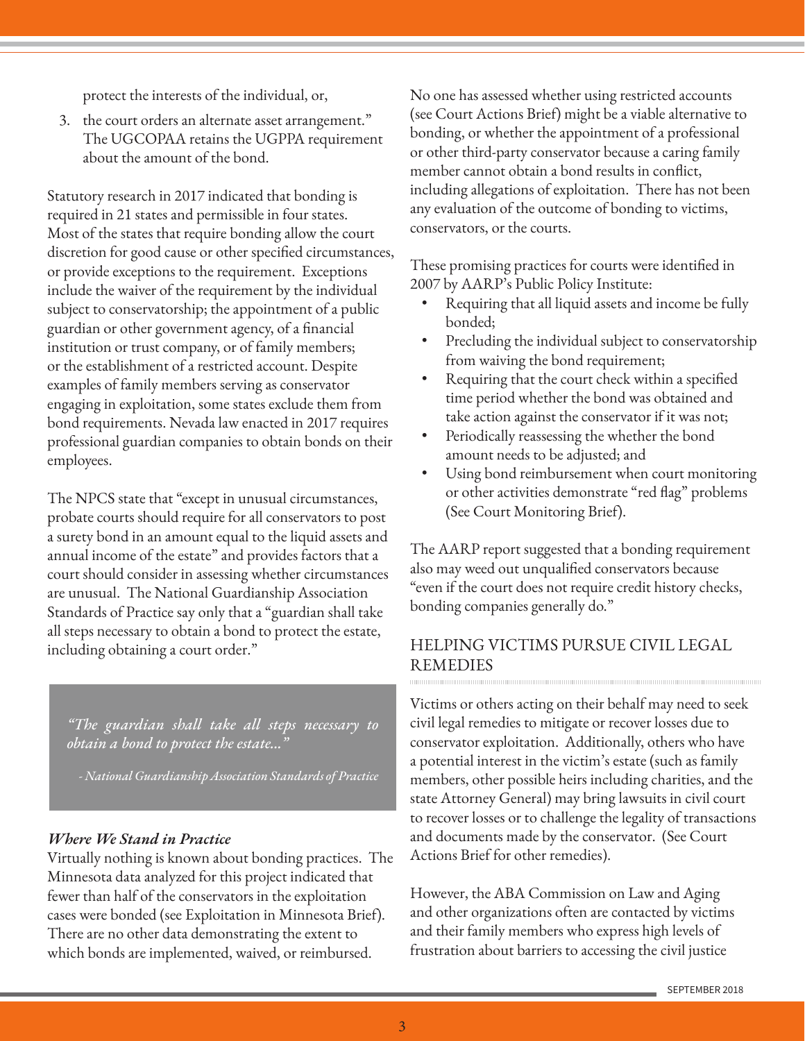protect the interests of the individual, or,

3. the court orders an alternate asset arrangement." The UGCOPAA retains the UGPPA requirement about the amount of the bond.

Statutory research in 2017 indicated that bonding is required in 21 states and permissible in four states. Most of the states that require bonding allow the court discretion for good cause or other specified circumstances, or provide exceptions to the requirement. Exceptions include the waiver of the requirement by the individual subject to conservatorship; the appointment of a public guardian or other government agency, of a financial institution or trust company, or of family members; or the establishment of a restricted account. Despite examples of family members serving as conservator engaging in exploitation, some states exclude them from bond requirements. Nevada law enacted in 2017 requires professional guardian companies to obtain bonds on their employees.

The NPCS state that "except in unusual circumstances, probate courts should require for all conservators to post a surety bond in an amount equal to the liquid assets and annual income of the estate" and provides factors that a court should consider in assessing whether circumstances are unusual. The National Guardianship Association Standards of Practice say only that a "guardian shall take all steps necessary to obtain a bond to protect the estate, including obtaining a court order."

> *"The guardian shall take all steps necessary to obtain a bond to protect the estate..."*
>
> *- National Guardianship Association Standards of Practice*

***Where We Stand in Practice***

Virtually nothing is known about bonding practices. The Minnesota data analyzed for this project indicated that fewer than half of the conservators in the exploitation cases were bonded (see Exploitation in Minnesota Brief). There are no other data demonstrating the extent to which bonds are implemented, waived, or reimbursed.

No one has assessed whether using restricted accounts (see Court Actions Brief) might be a viable alternative to bonding, or whether the appointment of a professional or other third-party conservator because a caring family member cannot obtain a bond results in conflict, including allegations of exploitation. There has not been any evaluation of the outcome of bonding to victims, conservators, or the courts.

These promising practices for courts were identified in 2007 by AARP's Public Policy Institute:

- Requiring that all liquid assets and income be fully bonded;
- Precluding the individual subject to conservatorship from waiving the bond requirement;
- Requiring that the court check within a specified time period whether the bond was obtained and take action against the conservator if it was not;
- Periodically reassessing the whether the bond amount needs to be adjusted; and
- Using bond reimbursement when court monitoring or other activities demonstrate "red flag" problems (See Court Monitoring Brief).

The AARP report suggested that a bonding requirement also may weed out unqualified conservators because "even if the court does not require credit history checks, bonding companies generally do."

## HELPING VICTIMS PURSUE CIVIL LEGAL REMEDIES

Victims or others acting on their behalf may need to seek civil legal remedies to mitigate or recover losses due to conservator exploitation. Additionally, others who have a potential interest in the victim's estate (such as family members, other possible heirs including charities, and the state Attorney General) may bring lawsuits in civil court to recover losses or to challenge the legality of transactions and documents made by the conservator. (See Court Actions Brief for other remedies).

However, the ABA Commission on Law and Aging and other organizations often are contacted by victims and their family members who express high levels of frustration about barriers to accessing the civil justice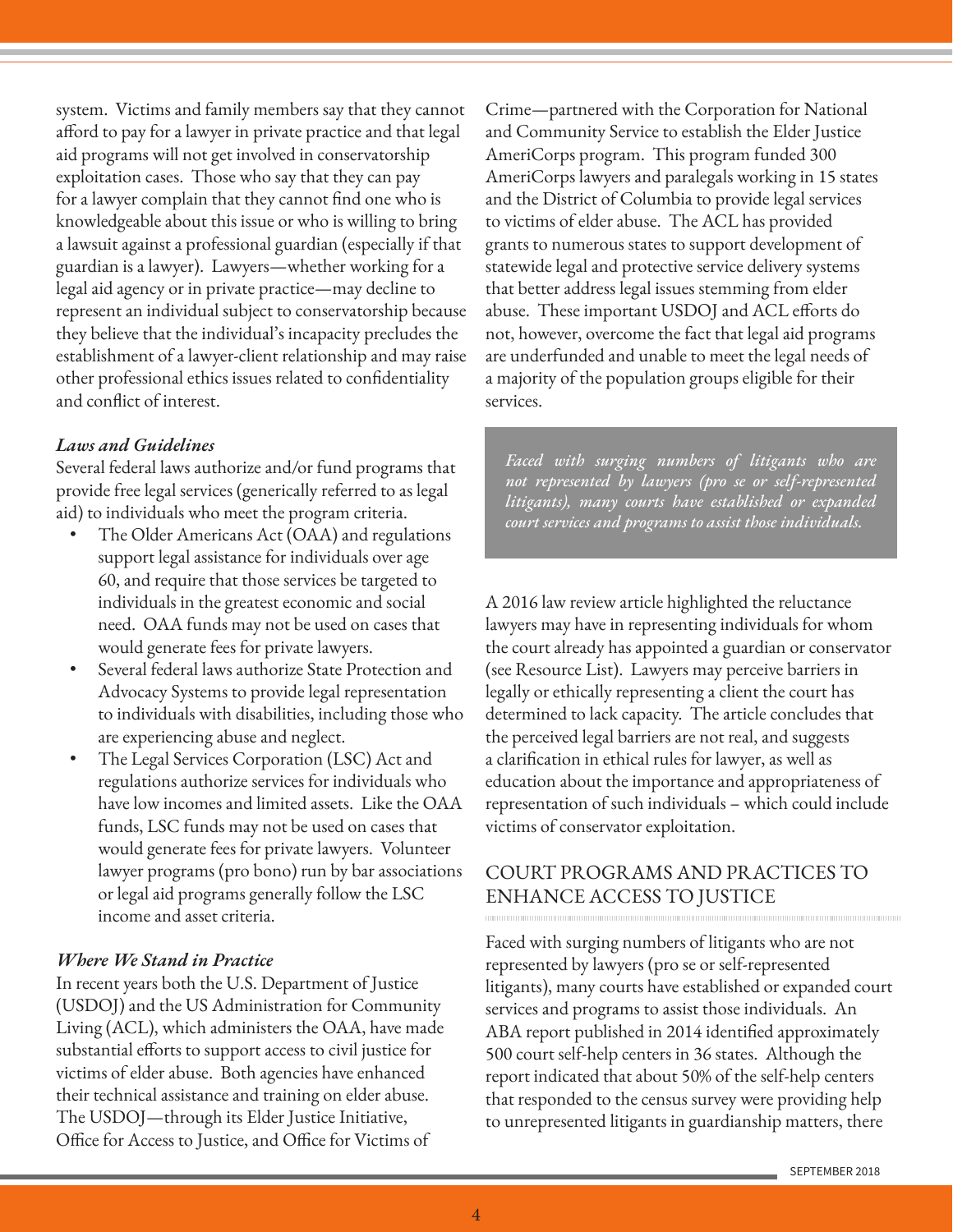system. Victims and family members say that they cannot afford to pay for a lawyer in private practice and that legal aid programs will not get involved in conservatorship exploitation cases. Those who say that they can pay for a lawyer complain that they cannot find one who is knowledgeable about this issue or who is willing to bring a lawsuit against a professional guardian (especially if that guardian is a lawyer). Lawyers—whether working for a legal aid agency or in private practice—may decline to represent an individual subject to conservatorship because they believe that the individual's incapacity precludes the establishment of a lawyer-client relationship and may raise other professional ethics issues related to confidentiality and conflict of interest.

### *Laws and Guidelines*

Several federal laws authorize and/or fund programs that provide free legal services (generically referred to as legal aid) to individuals who meet the program criteria.

- The Older Americans Act (OAA) and regulations support legal assistance for individuals over age 60, and require that those services be targeted to individuals in the greatest economic and social need. OAA funds may not be used on cases that would generate fees for private lawyers.
- Several federal laws authorize State Protection and Advocacy Systems to provide legal representation to individuals with disabilities, including those who are experiencing abuse and neglect.
- The Legal Services Corporation (LSC) Act and regulations authorize services for individuals who have low incomes and limited assets. Like the OAA funds, LSC funds may not be used on cases that would generate fees for private lawyers. Volunteer lawyer programs (pro bono) run by bar associations or legal aid programs generally follow the LSC income and asset criteria.

### *Where We Stand in Practice*

In recent years both the U.S. Department of Justice (USDOJ) and the US Administration for Community Living (ACL), which administers the OAA, have made substantial efforts to support access to civil justice for victims of elder abuse. Both agencies have enhanced their technical assistance and training on elder abuse. The USDOJ—through its Elder Justice Initiative, Office for Access to Justice, and Office for Victims of Crime—partnered with the Corporation for National and Community Service to establish the Elder Justice AmeriCorps program. This program funded 300 AmeriCorps lawyers and paralegals working in 15 states and the District of Columbia to provide legal services to victims of elder abuse. The ACL has provided grants to numerous states to support development of statewide legal and protective service delivery systems that better address legal issues stemming from elder abuse. These important USDOJ and ACL efforts do not, however, overcome the fact that legal aid programs are underfunded and unable to meet the legal needs of a majority of the population groups eligible for their services.

> *Faced with surging numbers of litigants who are not represented by lawyers (pro se or self-represented litigants), many courts have established or expanded court services and programs to assist those individuals.*

A 2016 law review article highlighted the reluctance lawyers may have in representing individuals for whom the court already has appointed a guardian or conservator (see Resource List). Lawyers may perceive barriers in legally or ethically representing a client the court has determined to lack capacity. The article concludes that the perceived legal barriers are not real, and suggests a clarification in ethical rules for lawyer, as well as education about the importance and appropriateness of representation of such individuals – which could include victims of conservator exploitation.

## COURT PROGRAMS AND PRACTICES TO ENHANCE ACCESS TO JUSTICE

Faced with surging numbers of litigants who are not represented by lawyers (pro se or self-represented litigants), many courts have established or expanded court services and programs to assist those individuals. An ABA report published in 2014 identified approximately 500 court self-help centers in 36 states. Although the report indicated that about 50% of the self-help centers that responded to the census survey were providing help to unrepresented litigants in guardianship matters, there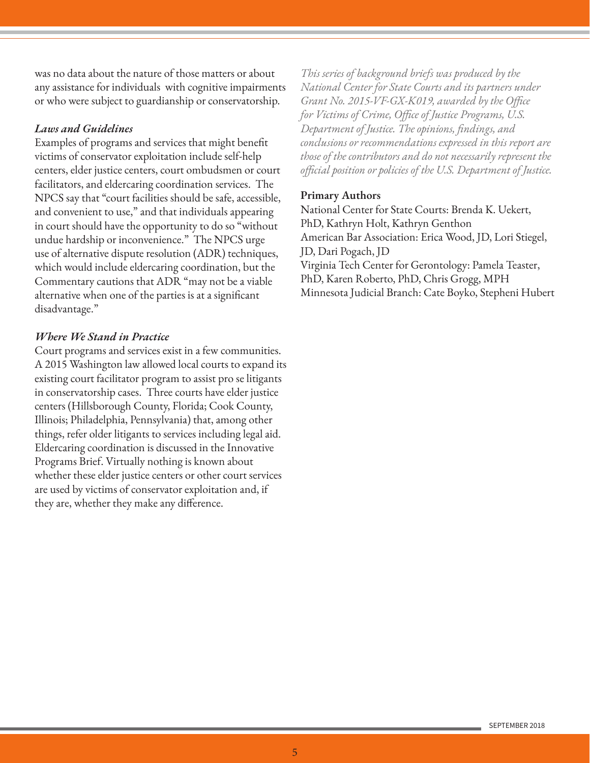was no data about the nature of those matters or about any assistance for individuals with cognitive impairments or who were subject to guardianship or conservatorship.

### *Laws and Guidelines*

Examples of programs and services that might benefit victims of conservator exploitation include self-help centers, elder justice centers, court ombudsmen or court facilitators, and eldercaring coordination services. The NPCS say that "court facilities should be safe, accessible, and convenient to use," and that individuals appearing in court should have the opportunity to do so "without undue hardship or inconvenience." The NPCS urge use of alternative dispute resolution (ADR) techniques, which would include eldercaring coordination, but the Commentary cautions that ADR "may not be a viable alternative when one of the parties is at a significant disadvantage."

### *Where We Stand in Practice*

Court programs and services exist in a few communities. A 2015 Washington law allowed local courts to expand its existing court facilitator program to assist pro se litigants in conservatorship cases. Three courts have elder justice centers (Hillsborough County, Florida; Cook County, Illinois; Philadelphia, Pennsylvania) that, among other things, refer older litigants to services including legal aid. Eldercaring coordination is discussed in the Innovative Programs Brief. Virtually nothing is known about whether these elder justice centers or other court services are used by victims of conservator exploitation and, if they are, whether they make any difference.

*This series of background briefs was produced by the National Center for State Courts and its partners under Grant No. 2015-VF-GX-K019, awarded by the Office for Victims of Crime, Office of Justice Programs, U.S. Department of Justice. The opinions, findings, and conclusions or recommendations expressed in this report are those of the contributors and do not necessarily represent the official position or policies of the U.S. Department of Justice.*

**Primary Authors**

National Center for State Courts: Brenda K. Uekert, PhD, Kathryn Holt, Kathryn Genthon
American Bar Association: Erica Wood, JD, Lori Stiegel, JD, Dari Pogach, JD
Virginia Tech Center for Gerontology: Pamela Teaster, PhD, Karen Roberto, PhD, Chris Grogg, MPH
Minnesota Judicial Branch: Cate Boyko, Stepheni Hubert

SEPTEMBER 2018